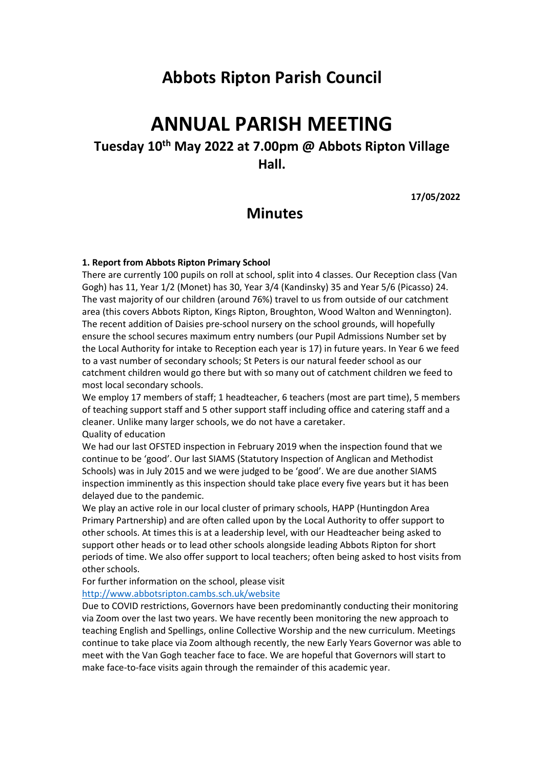# Abbots Ripton Parish Council

# ANNUAL PARISH MEETING

## Tuesday 10th May 2022 at 7.00pm @ Abbots Ripton Village Hall.

**17/05/2022**

## Minutes

**1. Report from Abbots Ripton Primary School**

There are currently 100 pupils on roll at school, split into 4 classes. Our Reception class (Van Gogh) has 11, Year 1/2 (Monet) has 30, Year 3/4 (Kandinsky) 35 and Year 5/6 (Picasso) 24. The vast majority of our children (around 76%) travel to us from outside of our catchment area (this covers Abbots Ripton, Kings Ripton, Broughton, Wood Walton and Wennington). The recent addition of Daisies pre-school nursery on the school grounds, will hopefully ensure the school secures maximum entry numbers (our Pupil Admissions Number set by the Local Authority for intake to Reception each year is 17) in future years. In Year 6 we feed to a vast number of secondary schools; St Peters is our natural feeder school as our catchment children would go there but with so many out of catchment children we feed to most local secondary schools.

We employ 17 members of staff; 1 headteacher, 6 teachers (most are part time), 5 members of teaching support staff and 5 other support staff including office and catering staff and a cleaner. Unlike many larger schools, we do not have a caretaker.

Quality of education

We had our last OFSTED inspection in February 2019 when the inspection found that we continue to be 'good'. Our last SIAMS (Statutory Inspection of Anglican and Methodist Schools) was in July 2015 and we were judged to be 'good'. We are due another SIAMS inspection imminently as this inspection should take place every five years but it has been delayed due to the pandemic.

We play an active role in our local cluster of primary schools, HAPP (Huntingdon Area Primary Partnership) and are often called upon by the Local Authority to offer support to other schools. At times this is at a leadership level, with our Headteacher being asked to support other heads or to lead other schools alongside leading Abbots Ripton for short periods of time. We also offer support to local teachers; often being asked to host visits from other schools.

For further information on the school, please visit
http://www.abbotsripton.cambs.sch.uk/website

Due to COVID restrictions, Governors have been predominantly conducting their monitoring via Zoom over the last two years. We have recently been monitoring the new approach to teaching English and Spellings, online Collective Worship and the new curriculum. Meetings continue to take place via Zoom although recently, the new Early Years Governor was able to meet with the Van Gogh teacher face to face. We are hopeful that Governors will start to make face-to-face visits again through the remainder of this academic year.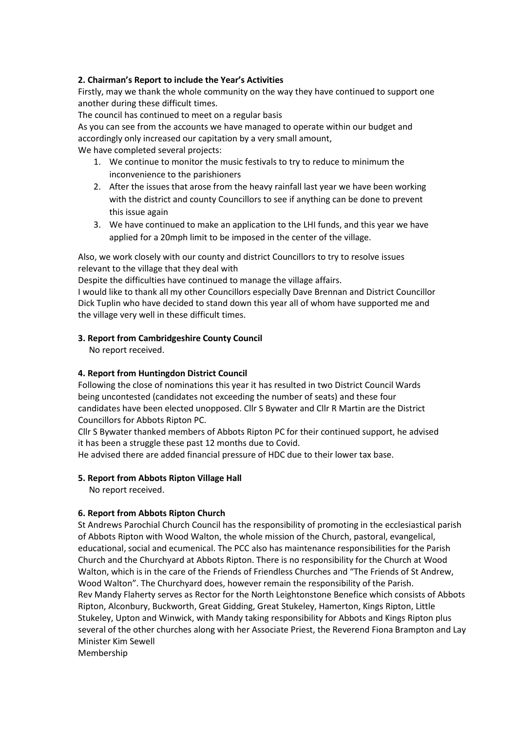**2. Chairman's Report to include the Year's Activities**

Firstly, may we thank the whole community on the way they have continued to support one another during these difficult times.

The council has continued to meet on a regular basis

As you can see from the accounts we have managed to operate within our budget and accordingly only increased our capitation by a very small amount,

We have completed several projects:

1. We continue to monitor the music festivals to try to reduce to minimum the inconvenience to the parishioners
2. After the issues that arose from the heavy rainfall last year we have been working with the district and county Councillors to see if anything can be done to prevent this issue again
3. We have continued to make an application to the LHI funds, and this year we have applied for a 20mph limit to be imposed in the center of the village.

Also, we work closely with our county and district Councillors to try to resolve issues relevant to the village that they deal with

Despite the difficulties have continued to manage the village affairs.

I would like to thank all my other Councillors especially Dave Brennan and District Councillor Dick Tuplin who have decided to stand down this year all of whom have supported me and the village very well in these difficult times.

**3. Report from Cambridgeshire County Council**

No report received.

**4. Report from Huntingdon District Council**

Following the close of nominations this year it has resulted in two District Council Wards being uncontested (candidates not exceeding the number of seats) and these four candidates have been elected unopposed. Cllr S Bywater and Cllr R Martin are the District Councillors for Abbots Ripton PC.

Cllr S Bywater thanked members of Abbots Ripton PC for their continued support, he advised it has been a struggle these past 12 months due to Covid.

He advised there are added financial pressure of HDC due to their lower tax base.

**5. Report from Abbots Ripton Village Hall**

No report received.

**6. Report from Abbots Ripton Church**

St Andrews Parochial Church Council has the responsibility of promoting in the ecclesiastical parish of Abbots Ripton with Wood Walton, the whole mission of the Church, pastoral, evangelical, educational, social and ecumenical. The PCC also has maintenance responsibilities for the Parish Church and the Churchyard at Abbots Ripton. There is no responsibility for the Church at Wood Walton, which is in the care of the Friends of Friendless Churches and "The Friends of St Andrew, Wood Walton". The Churchyard does, however remain the responsibility of the Parish.

Rev Mandy Flaherty serves as Rector for the North Leightonstone Benefice which consists of Abbots Ripton, Alconbury, Buckworth, Great Gidding, Great Stukeley, Hamerton, Kings Ripton, Little Stukeley, Upton and Winwick, with Mandy taking responsibility for Abbots and Kings Ripton plus several of the other churches along with her Associate Priest, the Reverend Fiona Brampton and Lay Minister Kim Sewell

Membership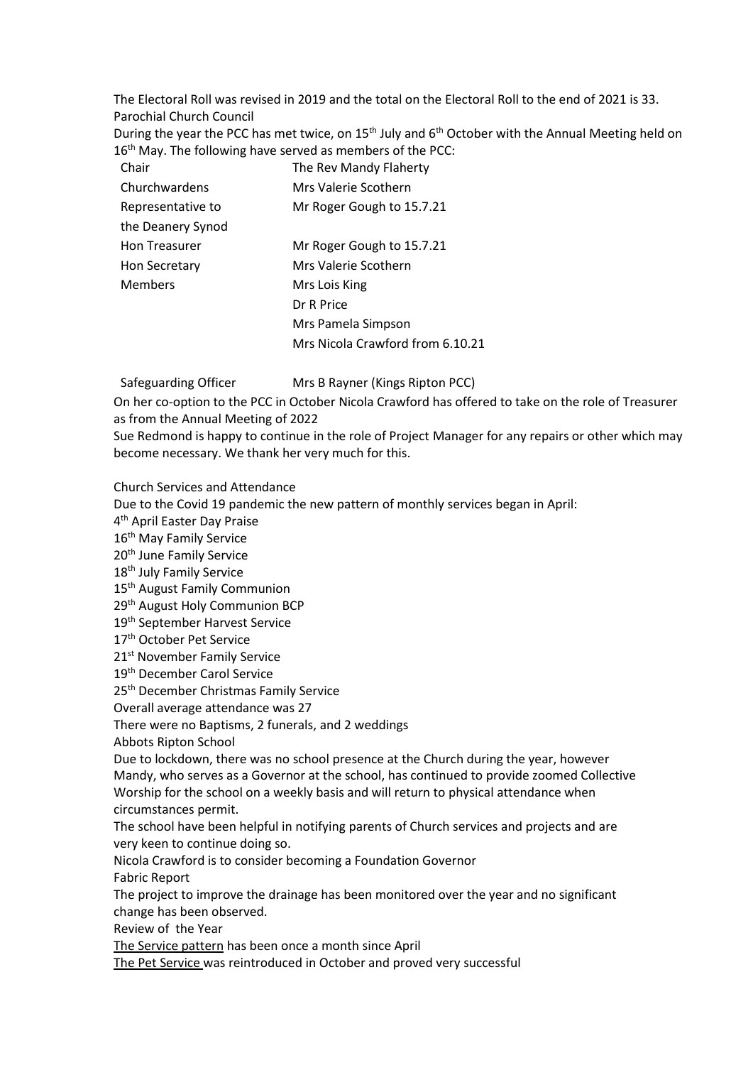The Electoral Roll was revised in 2019 and the total on the Electoral Roll to the end of 2021 is 33.

## Parochial Church Council

During the year the PCC has met twice, on 15th July and 6th October with the Annual Meeting held on 16th May. The following have served as members of the PCC:

| | |
|---|---|
| Chair | The Rev Mandy Flaherty |
| Churchwardens | Mrs Valerie Scothern |
| Representative to the Deanery Synod | Mr Roger Gough to 15.7.21 |
| Hon Treasurer | Mr Roger Gough to 15.7.21 |
| Hon Secretary | Mrs Valerie Scothern |
| Members | Mrs Lois King |
| | Dr R Price |
| | Mrs Pamela Simpson |
| | Mrs Nicola Crawford from 6.10.21 |
| | |
| Safeguarding Officer | Mrs B Rayner (Kings Ripton PCC) |

On her co-option to the PCC in October Nicola Crawford has offered to take on the role of Treasurer as from the Annual Meeting of 2022

Sue Redmond is happy to continue in the role of Project Manager for any repairs or other which may become necessary. We thank her very much for this.

## Church Services and Attendance

Due to the Covid 19 pandemic the new pattern of monthly services began in April:

4th April Easter Day Praise
16th May Family Service
20th June Family Service
18th July Family Service
15th August Family Communion
29th August Holy Communion BCP
19th September Harvest Service
17th October Pet Service
21st November Family Service
19th December Carol Service
25th December Christmas Family Service

Overall average attendance was 27

There were no Baptisms, 2 funerals, and 2 weddings

## Abbots Ripton School

Due to lockdown, there was no school presence at the Church during the year, however Mandy, who serves as a Governor at the school, has continued to provide zoomed Collective Worship for the school on a weekly basis and will return to physical attendance when circumstances permit.

The school have been helpful in notifying parents of Church services and projects and are very keen to continue doing so.

Nicola Crawford is to consider becoming a Foundation Governor

## Fabric Report

The project to improve the drainage has been monitored over the year and no significant change has been observed.

## Review of the Year

The Service pattern has been once a month since April

The Pet Service was reintroduced in October and proved very successful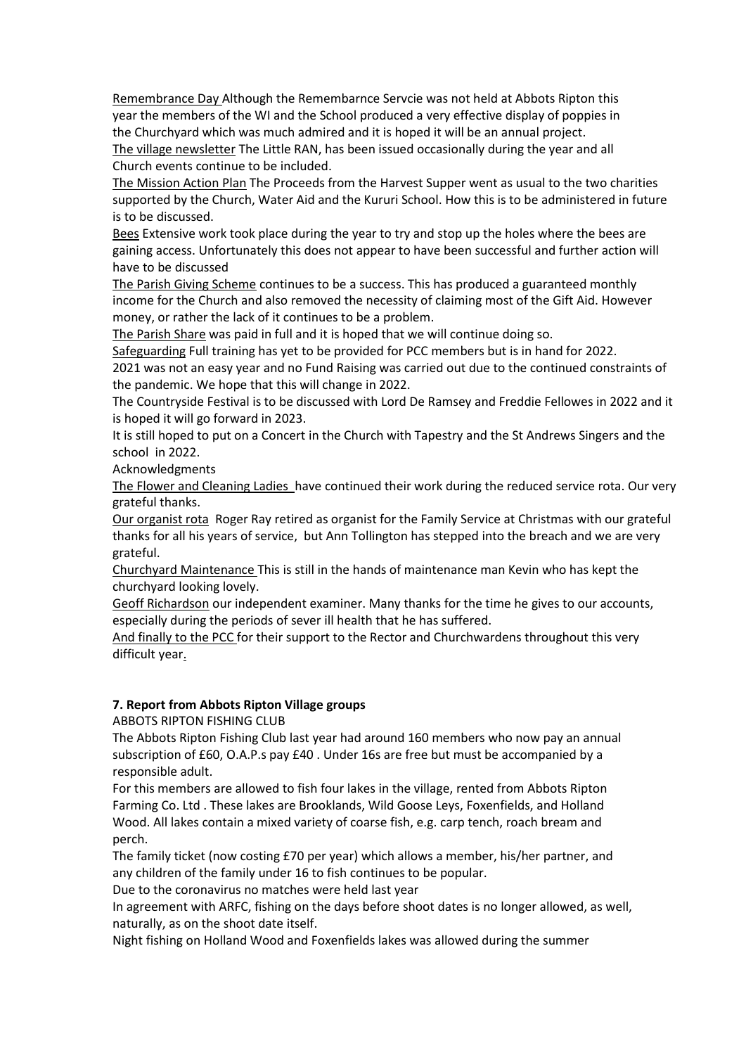Remembrance Day Although the Remembarnce Servcie was not held at Abbots Ripton this year the members of the WI and the School produced a very effective display of poppies in the Churchyard which was much admired and it is hoped it will be an annual project.

The village newsletter The Little RAN, has been issued occasionally during the year and all Church events continue to be included.

The Mission Action Plan The Proceeds from the Harvest Supper went as usual to the two charities supported by the Church, Water Aid and the Kururi School. How this is to be administered in future is to be discussed.

Bees Extensive work took place during the year to try and stop up the holes where the bees are gaining access. Unfortunately this does not appear to have been successful and further action will have to be discussed

The Parish Giving Scheme continues to be a success. This has produced a guaranteed monthly income for the Church and also removed the necessity of claiming most of the Gift Aid. However money, or rather the lack of it continues to be a problem.

The Parish Share was paid in full and it is hoped that we will continue doing so.

Safeguarding Full training has yet to be provided for PCC members but is in hand for 2022.

2021 was not an easy year and no Fund Raising was carried out due to the continued constraints of the pandemic. We hope that this will change in 2022.

The Countryside Festival is to be discussed with Lord De Ramsey and Freddie Fellowes in 2022 and it is hoped it will go forward in 2023.

It is still hoped to put on a Concert in the Church with Tapestry and the St Andrews Singers and the school in 2022.

Acknowledgments

The Flower and Cleaning Ladies have continued their work during the reduced service rota. Our very grateful thanks.

Our organist rota Roger Ray retired as organist for the Family Service at Christmas with our grateful thanks for all his years of service, but Ann Tollington has stepped into the breach and we are very grateful.

Churchyard Maintenance This is still in the hands of maintenance man Kevin who has kept the churchyard looking lovely.

Geoff Richardson our independent examiner. Many thanks for the time he gives to our accounts, especially during the periods of sever ill health that he has suffered.

And finally to the PCC for their support to the Rector and Churchwardens throughout this very difficult year.

**7. Report from Abbots Ripton Village groups**

ABBOTS RIPTON FISHING CLUB

The Abbots Ripton Fishing Club last year had around 160 members who now pay an annual subscription of £60, O.A.P.s pay £40 . Under 16s are free but must be accompanied by a responsible adult.

For this members are allowed to fish four lakes in the village, rented from Abbots Ripton Farming Co. Ltd . These lakes are Brooklands, Wild Goose Leys, Foxenfields, and Holland Wood. All lakes contain a mixed variety of coarse fish, e.g. carp tench, roach bream and perch.

The family ticket (now costing £70 per year) which allows a member, his/her partner, and any children of the family under 16 to fish continues to be popular.

Due to the coronavirus no matches were held last year

In agreement with ARFC, fishing on the days before shoot dates is no longer allowed, as well, naturally, as on the shoot date itself.

Night fishing on Holland Wood and Foxenfields lakes was allowed during the summer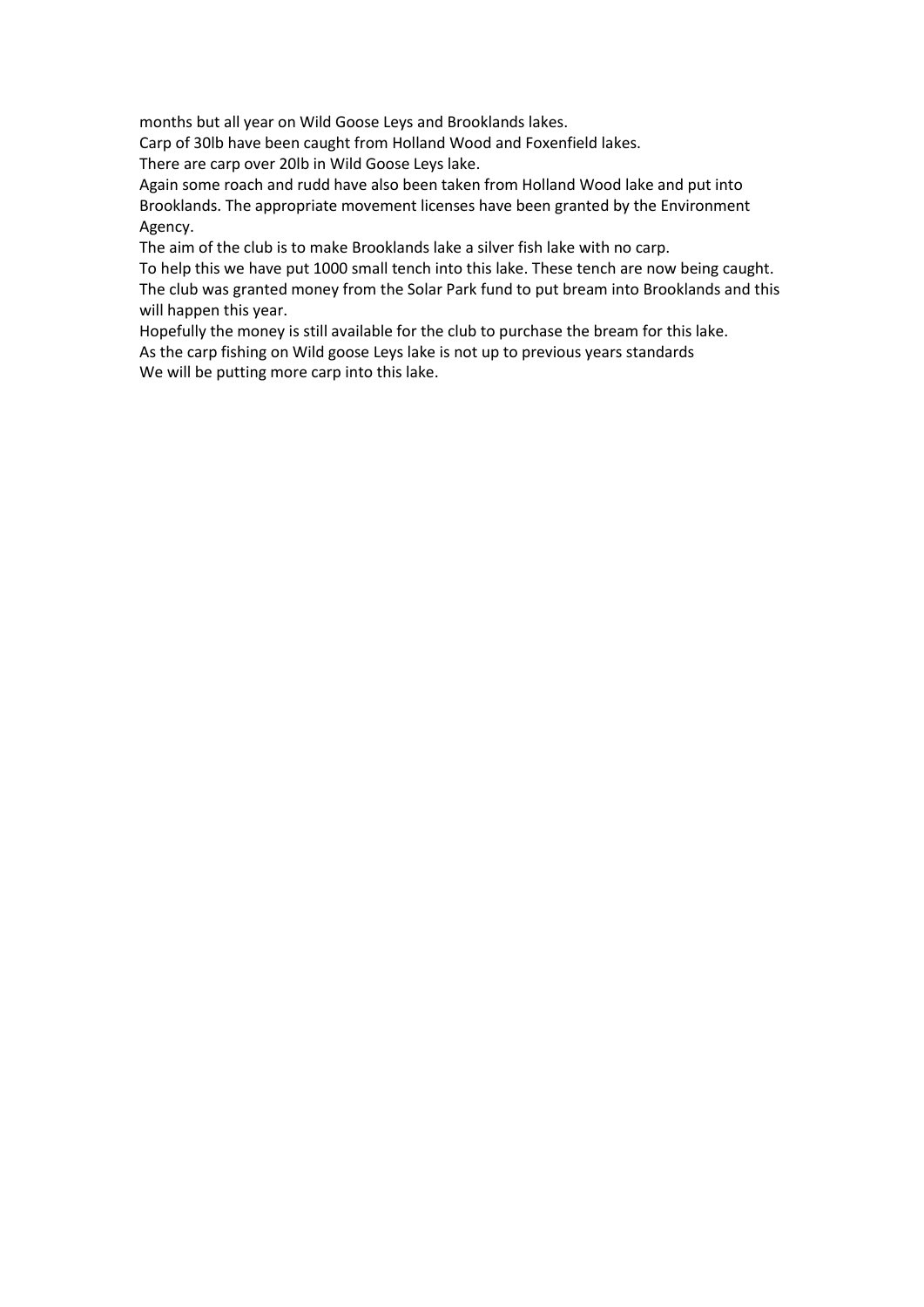months but all year on Wild Goose Leys and Brooklands lakes.

Carp of 30lb have been caught from Holland Wood and Foxenfield lakes.

There are carp over 20lb in Wild Goose Leys lake.

Again some roach and rudd have also been taken from Holland Wood lake and put into Brooklands. The appropriate movement licenses have been granted by the Environment Agency.

The aim of the club is to make Brooklands lake a silver fish lake with no carp.

To help this we have put 1000 small tench into this lake. These tench are now being caught.

The club was granted money from the Solar Park fund to put bream into Brooklands and this will happen this year.

Hopefully the money is still available for the club to purchase the bream for this lake.

As the carp fishing on Wild goose Leys lake is not up to previous years standards

We will be putting more carp into this lake.